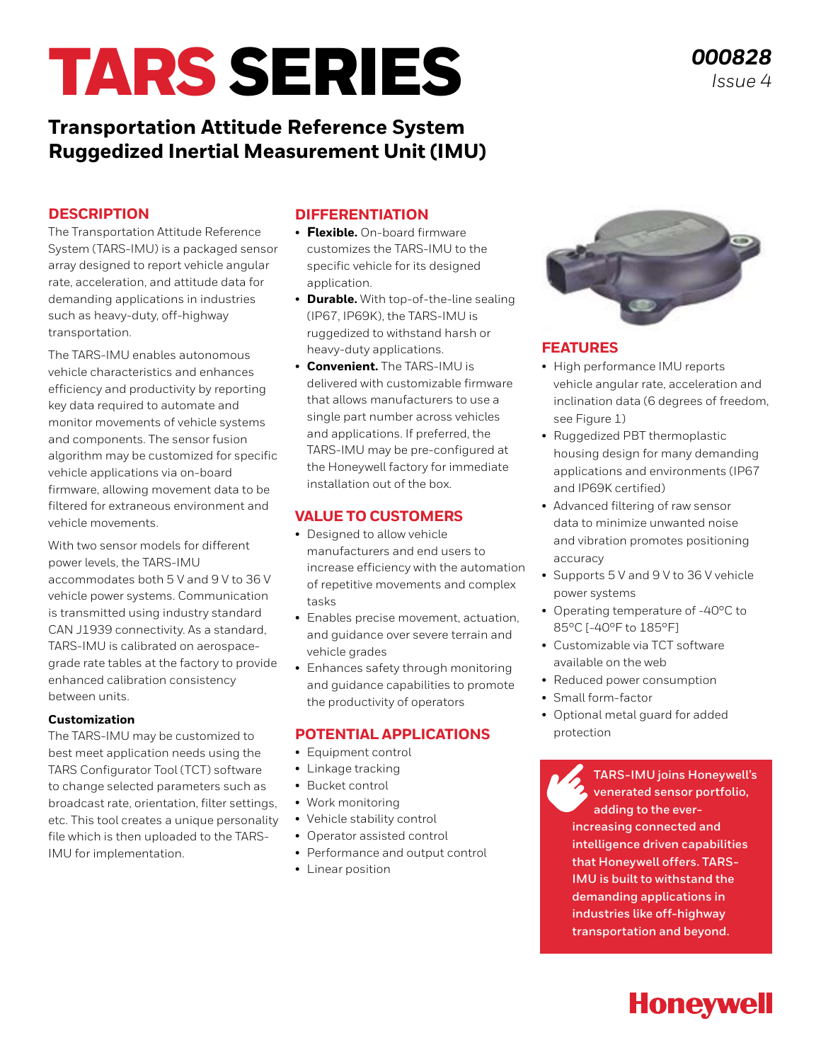# TARS SERIES

*000828*
*Issue 4*

## Transportation Attitude Reference System Ruggedized Inertial Measurement Unit (IMU)

### DESCRIPTION

The Transportation Attitude Reference System (TARS-IMU) is a packaged sensor array designed to report vehicle angular rate, acceleration, and attitude data for demanding applications in industries such as heavy-duty, off-highway transportation.

The TARS-IMU enables autonomous vehicle characteristics and enhances efficiency and productivity by reporting key data required to automate and monitor movements of vehicle systems and components. The sensor fusion algorithm may be customized for specific vehicle applications via on-board firmware, allowing movement data to be filtered for extraneous environment and vehicle movements.

With two sensor models for different power levels, the TARS-IMU accommodates both 5 V and 9 V to 36 V vehicle power systems. Communication is transmitted using industry standard CAN J1939 connectivity. As a standard, TARS-IMU is calibrated on aerospace-grade rate tables at the factory to provide enhanced calibration consistency between units.

#### Customization

The TARS-IMU may be customized to best meet application needs using the TARS Configurator Tool (TCT) software to change selected parameters such as broadcast rate, orientation, filter settings, etc. This tool creates a unique personality file which is then uploaded to the TARS-IMU for implementation.

### DIFFERENTIATION

- **Flexible.** On-board firmware customizes the TARS-IMU to the specific vehicle for its designed application.
- **Durable.** With top-of-the-line sealing (IP67, IP69K), the TARS-IMU is ruggedized to withstand harsh or heavy-duty applications.
- **Convenient.** The TARS-IMU is delivered with customizable firmware that allows manufacturers to use a single part number across vehicles and applications. If preferred, the TARS-IMU may be pre-configured at the Honeywell factory for immediate installation out of the box.

### VALUE TO CUSTOMERS

- Designed to allow vehicle manufacturers and end users to increase efficiency with the automation of repetitive movements and complex tasks
- Enables precise movement, actuation, and guidance over severe terrain and vehicle grades
- Enhances safety through monitoring and guidance capabilities to promote the productivity of operators

### POTENTIAL APPLICATIONS

- Equipment control
- Linkage tracking
- Bucket control
- Work monitoring
- Vehicle stability control
- Operator assisted control
- Performance and output control
- Linear position

### FEATURES

- High performance IMU reports vehicle angular rate, acceleration and inclination data (6 degrees of freedom, see Figure 1)
- Ruggedized PBT thermoplastic housing design for many demanding applications and environments (IP67 and IP69K certified)
- Advanced filtering of raw sensor data to minimize unwanted noise and vibration promotes positioning accuracy
- Supports 5 V and 9 V to 36 V vehicle power systems
- Operating temperature of -40°C to 85°C [-40°F to 185°F]
- Customizable via TCT software available on the web
- Reduced power consumption
- Small form-factor
- Optional metal guard for added protection

**TARS-IMU joins Honeywell's venerated sensor portfolio, adding to the ever-increasing connected and intelligence driven capabilities that Honeywell offers. TARS-IMU is built to withstand the demanding applications in industries like off-highway transportation and beyond.**

Honeywell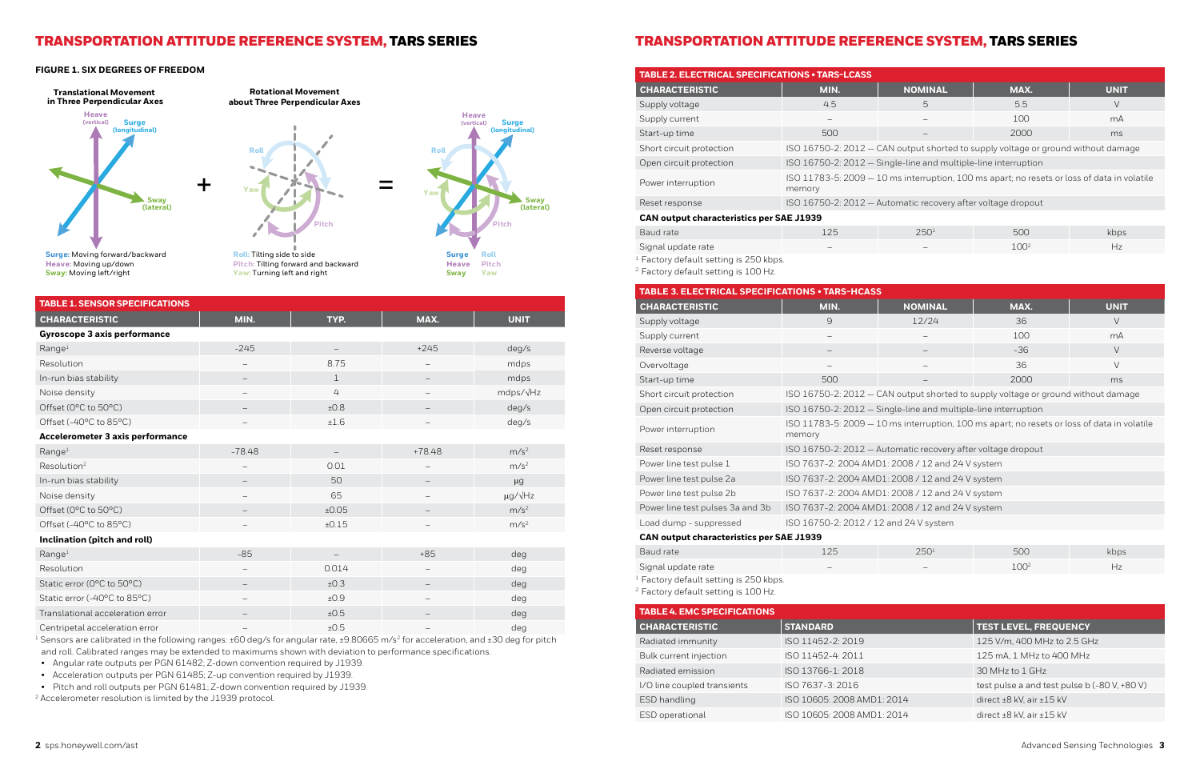# TRANSPORTATION ATTITUDE REFERENCE SYSTEM, TARS SERIES

**FIGURE 1. SIX DEGREES OF FREEDOM**

Translational Movement in Three Perpendicular Axes

Rotational Movement about Three Perpendicular Axes

**Surge:** Moving forward/backward
**Heave:** Moving up/down
**Sway:** Moving left/right

**Roll:** Tilting side to side
**Pitch:** Tilting forward and backward
**Yaw:** Turning left and right

**TABLE 1. SENSOR SPECIFICATIONS**

| CHARACTERISTIC | MIN. | TYP. | MAX. | UNIT |
|---|---|---|---|---|
| **Gyroscope 3 axis performance** | | | | |
| Range[1] | -245 | – | +245 | deg/s |
| Resolution | – | 8.75 | – | mdps |
| In-run bias stability | – | 1 | – | mdps |
| Noise density | – | 4 | – | mdps/√Hz |
| Offset (0°C to 50°C) | – | ±0.8 | – | deg/s |
| Offset (-40°C to 85°C) | – | ±1.6 | – | deg/s |
| **Accelerometer 3 axis performance** | | | | |
| Range[1] | -78.48 | – | +78.48 | $m/s^2$ |
| Resolution[2] | – | 0.01 | – | $m/s^2$ |
| In-run bias stability | – | 50 | – | µg |
| Noise density | – | 65 | – | µg/√Hz |
| Offset (0°C to 50°C) | – | ±0.05 | – | $m/s^2$ |
| Offset (-40°C to 85°C) | – | ±0.15 | – | $m/s^2$ |
| **Inclination (pitch and roll)** | | | | |
| Range[1] | -85 | – | +85 | deg |
| Resolution | – | 0.014 | – | deg |
| Static error (0°C to 50°C) | – | ±0.3 | – | deg |
| Static error (-40°C to 85°C) | – | ±0.9 | – | deg |
| Translational acceleration error | – | ±0.5 | – | deg |
| Centripetal acceleration error | – | ±0.5 | – | deg |

[1] Sensors are calibrated in the following ranges: ±60 deg/s for angular rate, ±9.80665 $m/s^2$ for acceleration, and ±30 deg for pitch and roll. Calibrated ranges may be extended to maximums shown with deviation to performance specifications.

- Angular rate outputs per PGN 61482; Z-down convention required by J1939.
- Acceleration outputs per PGN 61485; Z-up convention required by J1939.
- Pitch and roll outputs per PGN 61481; Z-down convention required by J1939.

[2] Accelerometer resolution is limited by the J1939 protocol.

**TABLE 2. ELECTRICAL SPECIFICATIONS • TARS-LCASS**

| CHARACTERISTIC | MIN. | NOMINAL | MAX. | UNIT |
|---|---|---|---|---|
| Supply voltage | 4.5 | 5 | 5.5 | V |
| Supply current | – | – | 100 | mA |
| Start-up time | 500 | – | 2000 | ms |
| Short circuit protection | ISO 16750-2: 2012 — CAN output shorted to supply voltage or ground without damage | | | |
| Open circuit protection | ISO 16750-2: 2012 — Single-line and multiple-line interruption | | | |
| Power interruption | ISO 11783-5: 2009 — 10 ms interruption, 100 ms apart; no resets or loss of data in volatile memory | | | |
| Reset response | ISO 16750-2: 2012 — Automatic recovery after voltage dropout | | | |
| **CAN output characteristics per SAE J1939** | | | | |
| Baud rate | 125 | 250[1] | 500 | kbps |
| Signal update rate | – | – | 100[2] | Hz |

[1] Factory default setting is 250 kbps.
[2] Factory default setting is 100 Hz.

**TABLE 3. ELECTRICAL SPECIFICATIONS • TARS-HCASS**

| CHARACTERISTIC | MIN. | NOMINAL | MAX. | UNIT |
|---|---|---|---|---|
| Supply voltage | 9 | 12/24 | 36 | V |
| Supply current | – | – | 100 | mA |
| Reverse voltage | – | – | -36 | V |
| Overvoltage | – | – | 36 | V |
| Start-up time | 500 | – | 2000 | ms |
| Short circuit protection | ISO 16750-2: 2012 — CAN output shorted to supply voltage or ground without damage | | | |
| Open circuit protection | ISO 16750-2: 2012 — Single-line and multiple-line interruption | | | |
| Power interruption | ISO 11783-5: 2009 — 10 ms interruption, 100 ms apart; no resets or loss of data in volatile memory | | | |
| Reset response | ISO 16750-2: 2012 — Automatic recovery after voltage dropout | | | |
| Power line test pulse 1 | ISO 7637-2: 2004 AMD1: 2008 / 12 and 24 V system | | | |
| Power line test pulse 2a | ISO 7637-2: 2004 AMD1: 2008 / 12 and 24 V system | | | |
| Power line test pulse 2b | ISO 7637-2: 2004 AMD1: 2008 / 12 and 24 V system | | | |
| Power line test pulses 3a and 3b | ISO 7637-2: 2004 AMD1: 2008 / 12 and 24 V system | | | |
| Load dump - suppressed | ISO 16750-2: 2012 / 12 and 24 V system | | | |
| **CAN output characteristics per SAE J1939** | | | | |
| Baud rate | 125 | 250[1] | 500 | kbps |
| Signal update rate | – | – | 100[2] | Hz |

[1] Factory default setting is 250 kbps.
[2] Factory default setting is 100 Hz.

**TABLE 4. EMC SPECIFICATIONS**

| CHARACTERISTIC | STANDARD | TEST LEVEL, FREQUENCY |
|---|---|---|
| Radiated immunity | ISO 11452-2: 2019 | 125 V/m, 400 MHz to 2.5 GHz |
| Bulk current injection | ISO 11452-4: 2011 | 125 mA, 1 MHz to 400 MHz |
| Radiated emission | ISO 13766-1: 2018 | 30 MHz to 1 GHz |
| I/O line coupled transients | ISO 7637-3: 2016 | test pulse a and test pulse b (-80 V, +80 V) |
| ESD handling | ISO 10605: 2008 AMD1: 2014 | direct ±8 kV, air ±15 kV |
| ESD operational | ISO 10605: 2008 AMD1: 2014 | direct ±8 kV, air ±15 kV |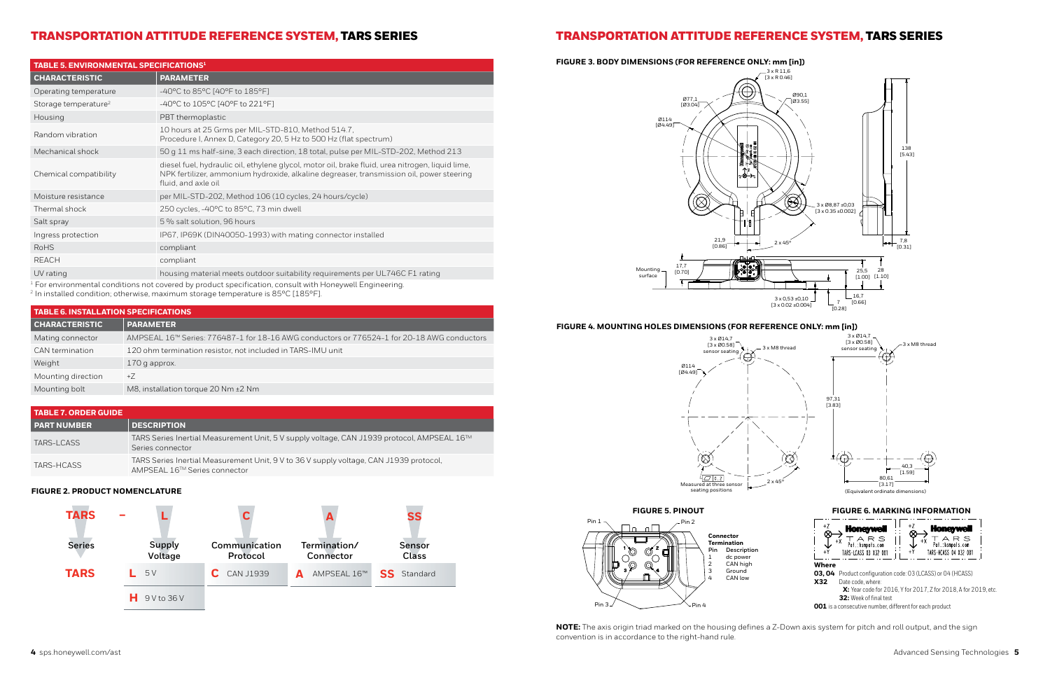# TRANSPORTATION ATTITUDE REFERENCE SYSTEM, TARS SERIES

**TABLE 5. ENVIRONMENTAL SPECIFICATIONS[1]**

| CHARACTERISTIC | PARAMETER |
|---|---|
| Operating temperature | -40°C to 85°C [40°F to 185°F] |
| Storage temperature[2] | -40°C to 105°C [40°F to 221°F] |
| Housing | PBT thermoplastic |
| Random vibration | 10 hours at 25 Grms per MIL-STD-810, Method 514.7, Procedure I, Annex D, Category 20, 5 Hz to 500 Hz (flat spectrum) |
| Mechanical shock | 50 g 11 ms half-sine, 3 each direction, 18 total, pulse per MIL-STD-202, Method 213 |
| Chemical compatibility | diesel fuel, hydraulic oil, ethylene glycol, motor oil, brake fluid, urea nitrogen, liquid lime, NPK fertilizer, ammonium hydroxide, alkaline degreaser, transmission oil, power steering fluid, and axle oil |
| Moisture resistance | per MIL-STD-202, Method 106 (10 cycles, 24 hours/cycle) |
| Thermal shock | 250 cycles, -40°C to 85°C, 73 min dwell |
| Salt spray | 5 % salt solution, 96 hours |
| Ingress protection | IP67, IP69K (DIN40050-1993) with mating connector installed |
| RoHS | compliant |
| REACH | compliant |
| UV rating | housing material meets outdoor suitability requirements per UL746C F1 rating |

[1] For environmental conditions not covered by product specification, consult with Honeywell Engineering.
[2] In installed condition; otherwise, maximum storage temperature is 85°C [185°F].

**TABLE 6. INSTALLATION SPECIFICATIONS**

| CHARACTERISTIC | PARAMETER |
|---|---|
| Mating connector | AMPSEAL 16™ Series: 776487-1 for 18-16 AWG conductors or 776524-1 for 20-18 AWG conductors |
| CAN termination | 120 ohm termination resistor, not included in TARS-IMU unit |
| Weight | 170 g approx. |
| Mounting direction | +Z |
| Mounting bolt | M8, installation torque 20 Nm ±2 Nm |

**TABLE 7. ORDER GUIDE**

| PART NUMBER | DESCRIPTION |
|---|---|
| TARS-LCASS | TARS Series Inertial Measurement Unit, 5 V supply voltage, CAN J1939 protocol, AMPSEAL 16™ Series connector |
| TARS-HCASS | TARS Series Inertial Measurement Unit, 9 V to 36 V supply voltage, CAN J1939 protocol, AMPSEAL 16™ Series connector |

**FIGURE 2. PRODUCT NOMENCLATURE**

| TARS | – L | C | A | SS |
|---|---|---|---|---|
| Series | Supply Voltage | Communication Protocol | Termination/ Connector | Sensor Class |
| TARS | L 5 V | C CAN J1939 | A AMPSEAL 16™ | SS Standard |
| | H 9 V to 36 V | | | |

**FIGURE 3. BODY DIMENSIONS (FOR REFERENCE ONLY: mm [in])**

3 x R 11,6 [3 x R 0.46]; Ø77,1 [Ø3.04]; Ø90,1 [Ø3.55]; Ø114 [Ø4.49]; 138 [5.43]; 3 x Ø8,87 ±0,03 [3 x 0.35 ±0.002]; 21,9 [0.86]; 2 x 45°; 7,8 [0.31]; Mounting surface; 17,7 [0.70]; 25,5 [1.00]; 28 [1.10]; 16,7 [0.66]; 7 [0.28]; 3 x 0,53 ±0,10 [3 x 0.02 ±0.004]

**FIGURE 4. MOUNTING HOLES DIMENSIONS (FOR REFERENCE ONLY: mm [in])**

3 x Ø14,7 [3 x Ø0.58] sensor seating; 3 x M8 thread; Ø114 [Ø4.49]; 0.2 Measured at three sensor seating positions; 2 x 45°; 97,31 [3.83]; 40,3 [1.59]; 80,61 [3.17]; (Equivalent ordinate dimensions)

**FIGURE 5. PINOUT**

Pin 1, Pin 2, Pin 3, Pin 4

Connector Termination

| Pin | Description |
|---|---|
| 1 | dc power |
| 2 | CAN high |
| 3 | Ground |
| 4 | CAN low |

**FIGURE 6. MARKING INFORMATION**

Honeywell TARS Pat.: hsmpats.com TARS-LCASS 03 X32 001

Honeywell TARS Pat.: hsmpats.com TARS-HCASS 04 X32 001

**Where**

**03, 04** Product configuration code: 03 (LCASS) or 04 (HCASS)
**X32** Date code, where:
**X:** Year code for 2016, Y for 2017, Z for 2018, A for 2019, etc.
**32:** Week of final test
**001** is a consecutive number, different for each product

**NOTE:** The axis origin triad marked on the housing defines a Z-Down axis system for pitch and roll output, and the sign convention is in accordance to the right-hand rule.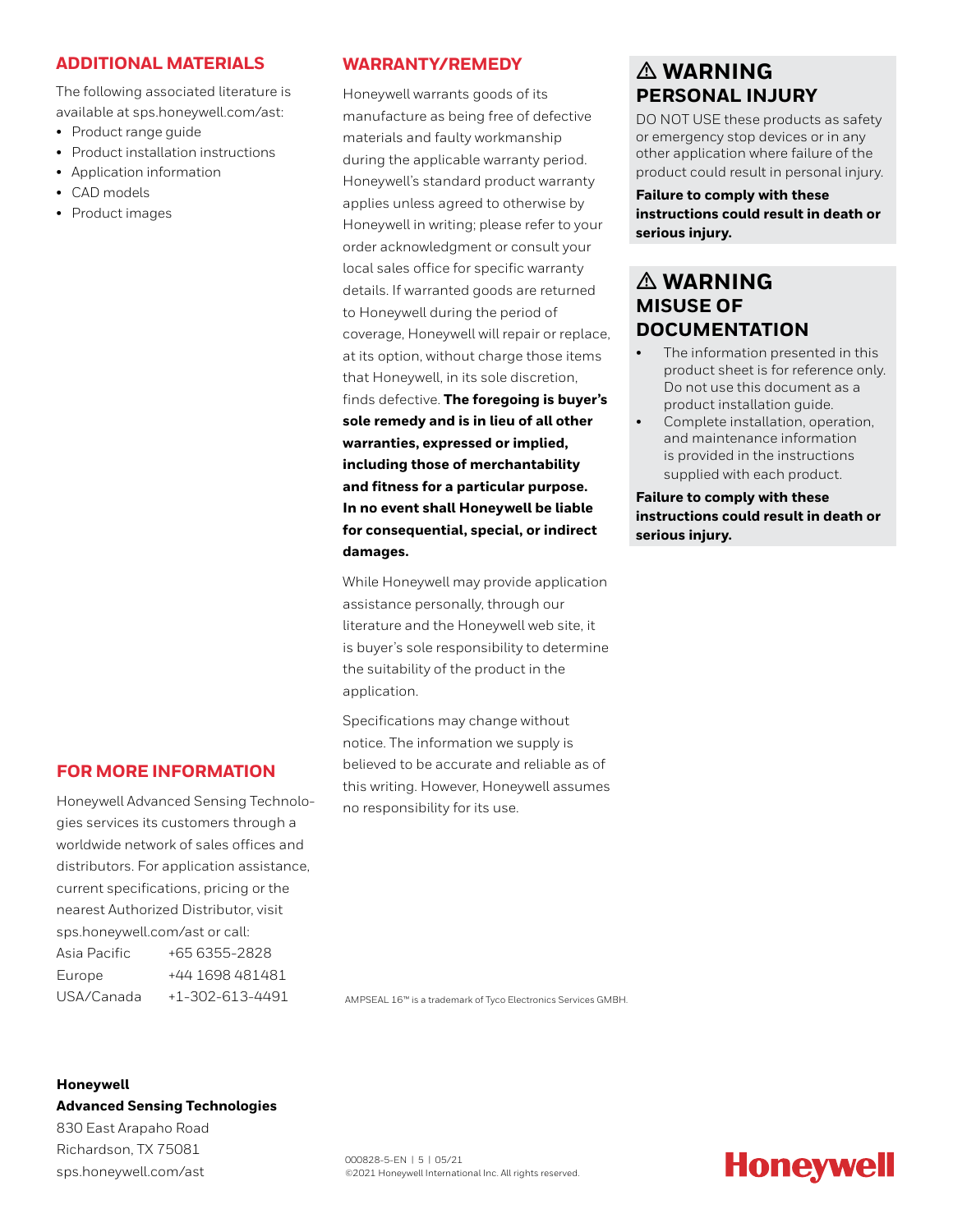## ADDITIONAL MATERIALS

The following associated literature is available at sps.honeywell.com/ast:

- Product range guide
- Product installation instructions
- Application information
- CAD models
- Product images

## FOR MORE INFORMATION

Honeywell Advanced Sensing Technologies services its customers through a worldwide network of sales offices and distributors. For application assistance, current specifications, pricing or the nearest Authorized Distributor, visit sps.honeywell.com/ast or call:

| | |
|---|---|
| Asia Pacific | +65 6355-2828 |
| Europe | +44 1698 481481 |
| USA/Canada | +1-302-613-4491 |

## WARRANTY/REMEDY

Honeywell warrants goods of its manufacture as being free of defective materials and faulty workmanship during the applicable warranty period. Honeywell's standard product warranty applies unless agreed to otherwise by Honeywell in writing; please refer to your order acknowledgment or consult your local sales office for specific warranty details. If warranted goods are returned to Honeywell during the period of coverage, Honeywell will repair or replace, at its option, without charge those items that Honeywell, in its sole discretion, finds defective. **The foregoing is buyer's sole remedy and is in lieu of all other warranties, expressed or implied, including those of merchantability and fitness for a particular purpose. In no event shall Honeywell be liable for consequential, special, or indirect damages.**

While Honeywell may provide application assistance personally, through our literature and the Honeywell web site, it is buyer's sole responsibility to determine the suitability of the product in the application.

Specifications may change without notice. The information we supply is believed to be accurate and reliable as of this writing. However, Honeywell assumes no responsibility for its use.

## ⚠ WARNING PERSONAL INJURY

DO NOT USE these products as safety or emergency stop devices or in any other application where failure of the product could result in personal injury.

**Failure to comply with these instructions could result in death or serious injury.**

## ⚠ WARNING MISUSE OF DOCUMENTATION

- The information presented in this product sheet is for reference only. Do not use this document as a product installation guide.
- Complete installation, operation, and maintenance information is provided in the instructions supplied with each product.

**Failure to comply with these instructions could result in death or serious injury.**

AMPSEAL 16™ is a trademark of Tyco Electronics Services GMBH.

**Honeywell**
**Advanced Sensing Technologies**
830 East Arapaho Road
Richardson, TX 75081
sps.honeywell.com/ast

000828-5-EN | 5 | 05/21
©2021 Honeywell International Inc. All rights reserved.

Honeywell